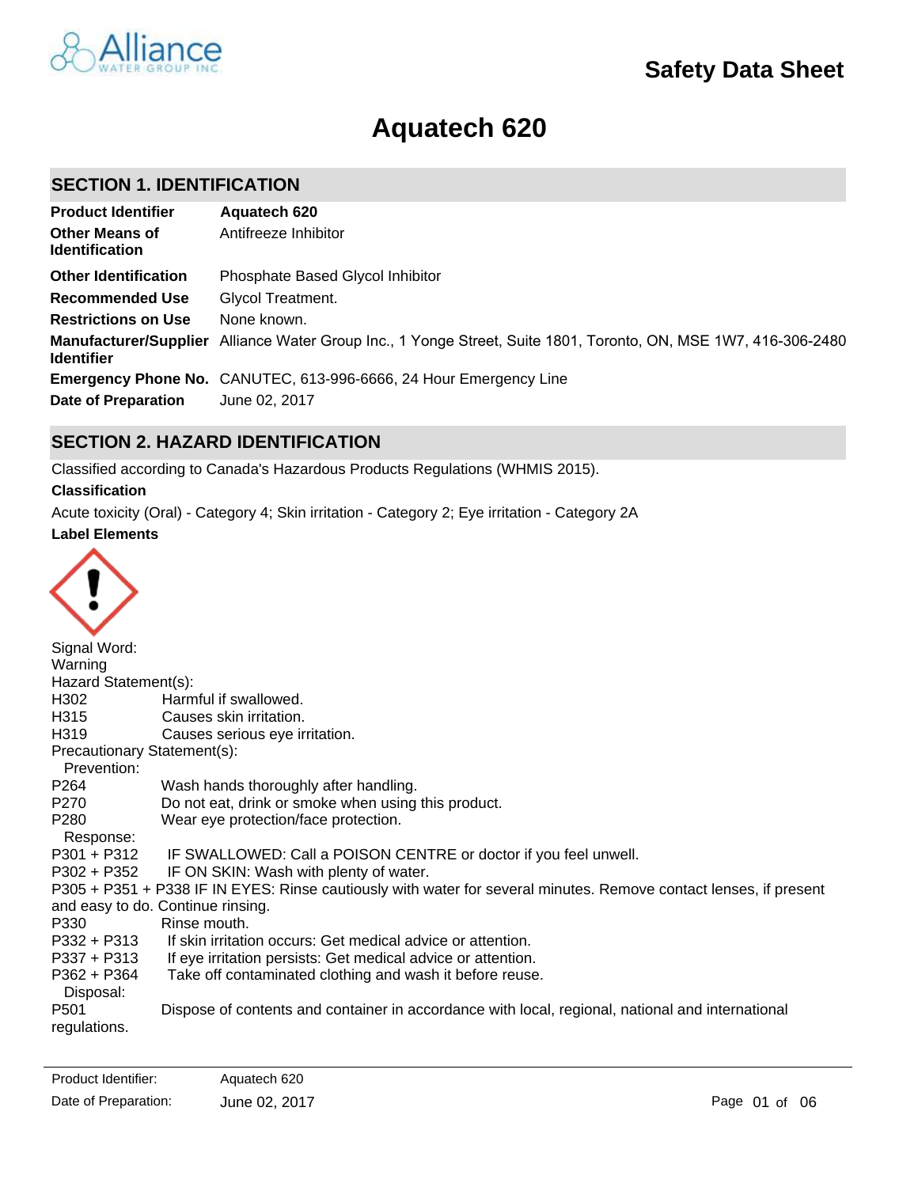# Safety Data Sheet

# Aquatech 620

## SECTION 1. IDENTIFICATION

| | |
|---|---|
| **Product Identifier** | **Aquatech 620** |
| **Other Means of Identification** | Antifreeze Inhibitor |
| **Other Identification** | Phosphate Based Glycol Inhibitor |
| **Recommended Use** | Glycol Treatment. |
| **Restrictions on Use** | None known. |
| **Manufacturer/Supplier Identifier** | Alliance Water Group Inc., 1 Yonge Street, Suite 1801, Toronto, ON, MSE 1W7, 416-306-2480 |
| **Emergency Phone No.** | CANUTEC, 613-996-6666, 24 Hour Emergency Line |
| **Date of Preparation** | June 02, 2017 |

## SECTION 2. HAZARD IDENTIFICATION

Classified according to Canada's Hazardous Products Regulations (WHMIS 2015).

**Classification**

Acute toxicity (Oral) - Category 4; Skin irritation - Category 2; Eye irritation - Category 2A

**Label Elements**

Signal Word:
Warning

Hazard Statement(s):

H302 Harmful if swallowed.
H315 Causes skin irritation.
H319 Causes serious eye irritation.

Precautionary Statement(s):

Prevention:

P264 Wash hands thoroughly after handling.
P270 Do not eat, drink or smoke when using this product.
P280 Wear eye protection/face protection.

Response:

P301 + P312 IF SWALLOWED: Call a POISON CENTRE or doctor if you feel unwell.
P302 + P352 IF ON SKIN: Wash with plenty of water.
P305 + P351 + P338 IF IN EYES: Rinse cautiously with water for several minutes. Remove contact lenses, if present and easy to do. Continue rinsing.
P330 Rinse mouth.
P332 + P313 If skin irritation occurs: Get medical advice or attention.
P337 + P313 If eye irritation persists: Get medical advice or attention.
P362 + P364 Take off contaminated clothing and wash it before reuse.

Disposal:

P501 Dispose of contents and container in accordance with local, regional, national and international regulations.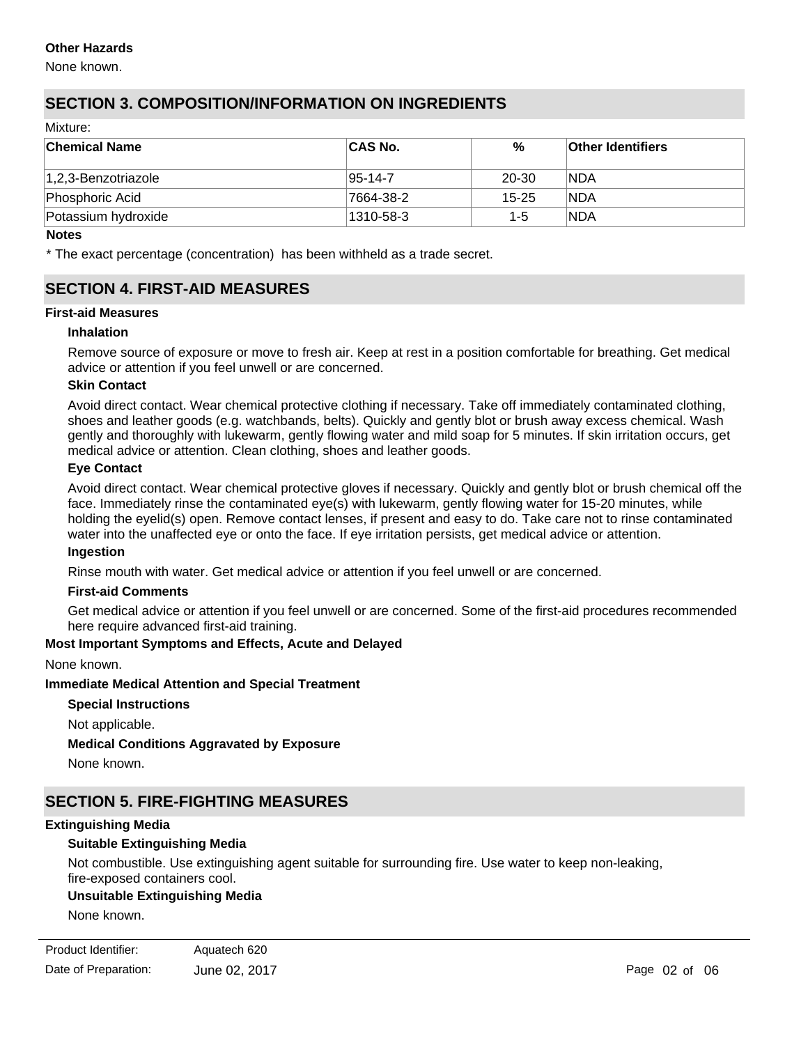### Other Hazards

None known.

## SECTION 3. COMPOSITION/INFORMATION ON INGREDIENTS

Mixture:

| Chemical Name | CAS No. | % | Other Identifiers |
|---|---|---|---|
| 1,2,3-Benzotriazole | 95-14-7 | 20-30 | NDA |
| Phosphoric Acid | 7664-38-2 | 15-25 | NDA |
| Potassium hydroxide | 1310-58-3 | 1-5 | NDA |

**Notes**

* The exact percentage (concentration) has been withheld as a trade secret.

## SECTION 4. FIRST-AID MEASURES

### First-aid Measures

**Inhalation**

Remove source of exposure or move to fresh air. Keep at rest in a position comfortable for breathing. Get medical advice or attention if you feel unwell or are concerned.

**Skin Contact**

Avoid direct contact. Wear chemical protective clothing if necessary. Take off immediately contaminated clothing, shoes and leather goods (e.g. watchbands, belts). Quickly and gently blot or brush away excess chemical. Wash gently and thoroughly with lukewarm, gently flowing water and mild soap for 5 minutes. If skin irritation occurs, get medical advice or attention. Clean clothing, shoes and leather goods.

**Eye Contact**

Avoid direct contact. Wear chemical protective gloves if necessary. Quickly and gently blot or brush chemical off the face. Immediately rinse the contaminated eye(s) with lukewarm, gently flowing water for 15-20 minutes, while holding the eyelid(s) open. Remove contact lenses, if present and easy to do. Take care not to rinse contaminated water into the unaffected eye or onto the face. If eye irritation persists, get medical advice or attention.

**Ingestion**

Rinse mouth with water. Get medical advice or attention if you feel unwell or are concerned.

**First-aid Comments**

Get medical advice or attention if you feel unwell or are concerned. Some of the first-aid procedures recommended here require advanced first-aid training.

### Most Important Symptoms and Effects, Acute and Delayed

None known.

### Immediate Medical Attention and Special Treatment

**Special Instructions**

Not applicable.

**Medical Conditions Aggravated by Exposure**

None known.

## SECTION 5. FIRE-FIGHTING MEASURES

### Extinguishing Media

**Suitable Extinguishing Media**

Not combustible. Use extinguishing agent suitable for surrounding fire. Use water to keep non-leaking, fire-exposed containers cool.

**Unsuitable Extinguishing Media**

None known.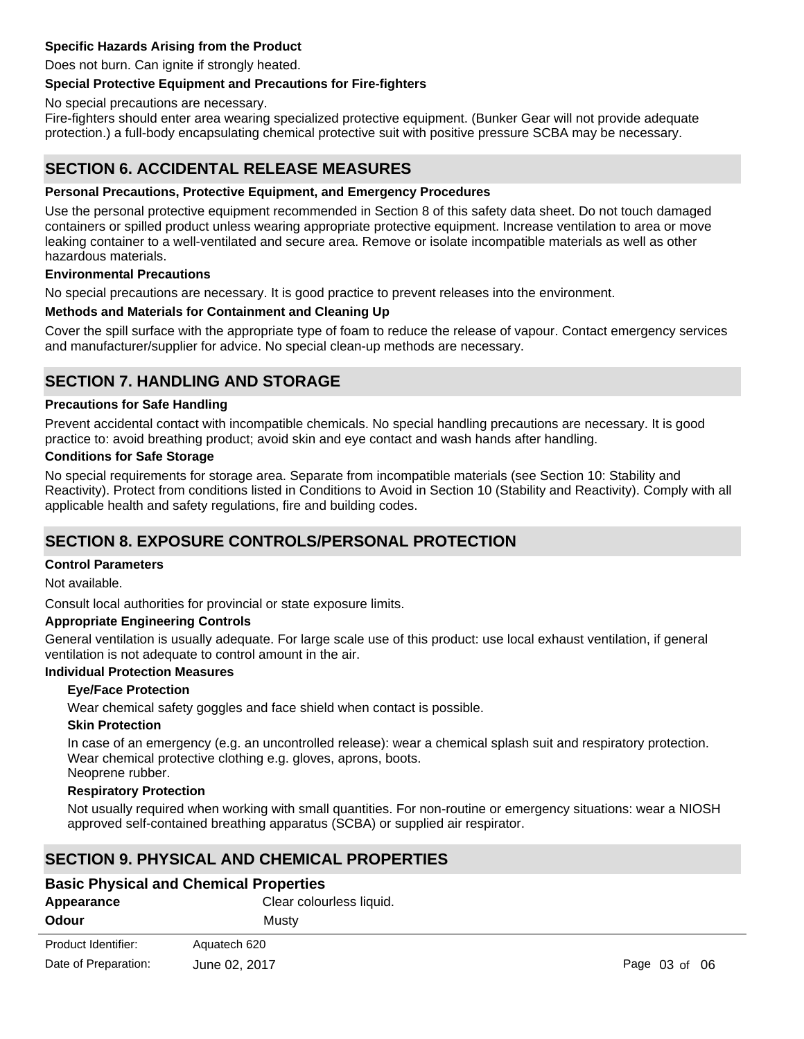**Specific Hazards Arising from the Product**

Does not burn. Can ignite if strongly heated.

**Special Protective Equipment and Precautions for Fire-fighters**

No special precautions are necessary.
Fire-fighters should enter area wearing specialized protective equipment. (Bunker Gear will not provide adequate protection.) a full-body encapsulating chemical protective suit with positive pressure SCBA may be necessary.

## SECTION 6. ACCIDENTAL RELEASE MEASURES

**Personal Precautions, Protective Equipment, and Emergency Procedures**

Use the personal protective equipment recommended in Section 8 of this safety data sheet. Do not touch damaged containers or spilled product unless wearing appropriate protective equipment. Increase ventilation to area or move leaking container to a well-ventilated and secure area. Remove or isolate incompatible materials as well as other hazardous materials.

**Environmental Precautions**

No special precautions are necessary. It is good practice to prevent releases into the environment.

**Methods and Materials for Containment and Cleaning Up**

Cover the spill surface with the appropriate type of foam to reduce the release of vapour. Contact emergency services and manufacturer/supplier for advice. No special clean-up methods are necessary.

## SECTION 7. HANDLING AND STORAGE

**Precautions for Safe Handling**

Prevent accidental contact with incompatible chemicals. No special handling precautions are necessary. It is good practice to: avoid breathing product; avoid skin and eye contact and wash hands after handling.

**Conditions for Safe Storage**

No special requirements for storage area. Separate from incompatible materials (see Section 10: Stability and Reactivity). Protect from conditions listed in Conditions to Avoid in Section 10 (Stability and Reactivity). Comply with all applicable health and safety regulations, fire and building codes.

## SECTION 8. EXPOSURE CONTROLS/PERSONAL PROTECTION

**Control Parameters**

Not available.

Consult local authorities for provincial or state exposure limits.

**Appropriate Engineering Controls**

General ventilation is usually adequate. For large scale use of this product: use local exhaust ventilation, if general ventilation is not adequate to control amount in the air.

**Individual Protection Measures**

**Eye/Face Protection**

Wear chemical safety goggles and face shield when contact is possible.

**Skin Protection**

In case of an emergency (e.g. an uncontrolled release): wear a chemical splash suit and respiratory protection.
Wear chemical protective clothing e.g. gloves, aprons, boots.
Neoprene rubber.

**Respiratory Protection**

Not usually required when working with small quantities. For non-routine or emergency situations: wear a NIOSH approved self-contained breathing apparatus (SCBA) or supplied air respirator.

## SECTION 9. PHYSICAL AND CHEMICAL PROPERTIES

### Basic Physical and Chemical Properties

| | |
|---|---|
| **Appearance** | Clear colourless liquid. |
| **Odour** | Musty |

Product Identifier: Aquatech 620
Date of Preparation: June 02, 2017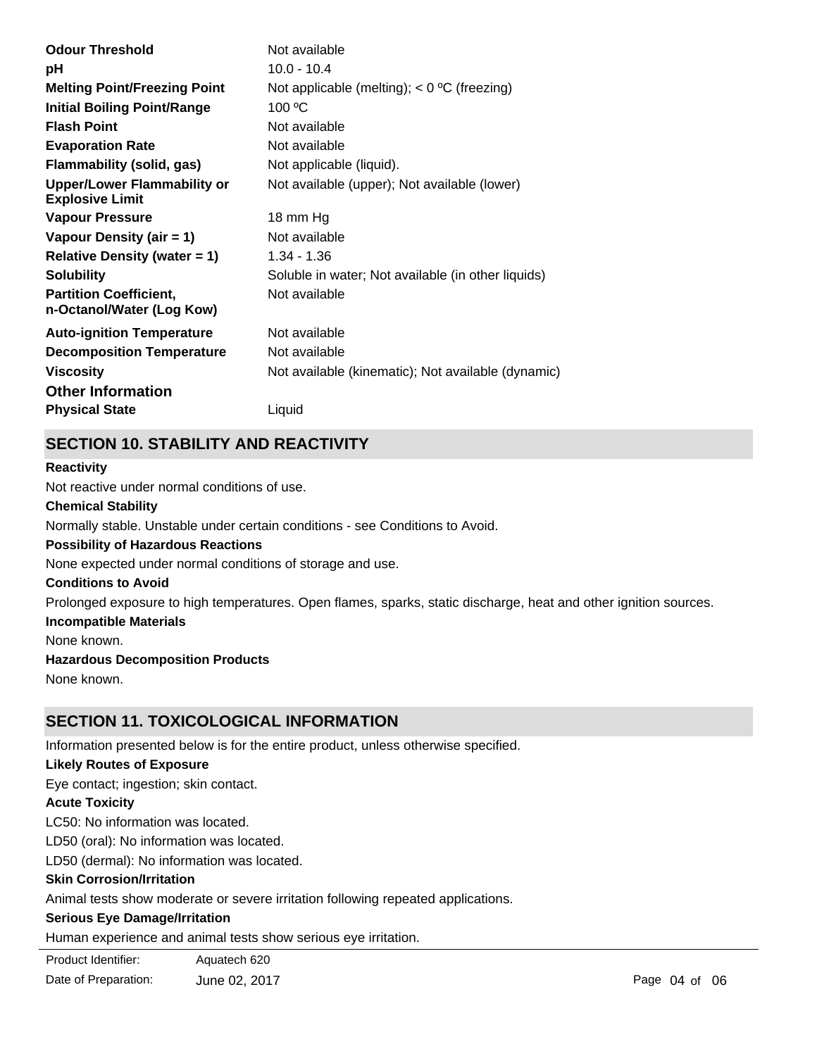| Property | Value |
|---|---|
| **Odour Threshold** | Not available |
| **pH** | 10.0 - 10.4 |
| **Melting Point/Freezing Point** | Not applicable (melting); < 0 ºC (freezing) |
| **Initial Boiling Point/Range** | 100 ºC |
| **Flash Point** | Not available |
| **Evaporation Rate** | Not available |
| **Flammability (solid, gas)** | Not applicable (liquid). |
| **Upper/Lower Flammability or Explosive Limit** | Not available (upper); Not available (lower) |
| **Vapour Pressure** | 18 mm Hg |
| **Vapour Density (air = 1)** | Not available |
| **Relative Density (water = 1)** | 1.34 - 1.36 |
| **Solubility** | Soluble in water; Not available (in other liquids) |
| **Partition Coefficient, n-Octanol/Water (Log Kow)** | Not available |
| **Auto-ignition Temperature** | Not available |
| **Decomposition Temperature** | Not available |
| **Viscosity** | Not available (kinematic); Not available (dynamic) |

### Other Information

| Property | Value |
|---|---|
| **Physical State** | Liquid |

## SECTION 10. STABILITY AND REACTIVITY

**Reactivity**

Not reactive under normal conditions of use.

**Chemical Stability**

Normally stable. Unstable under certain conditions - see Conditions to Avoid.

**Possibility of Hazardous Reactions**

None expected under normal conditions of storage and use.

**Conditions to Avoid**

Prolonged exposure to high temperatures. Open flames, sparks, static discharge, heat and other ignition sources.

**Incompatible Materials**

None known.

**Hazardous Decomposition Products**

None known.

## SECTION 11. TOXICOLOGICAL INFORMATION

Information presented below is for the entire product, unless otherwise specified.

**Likely Routes of Exposure**

Eye contact; ingestion; skin contact.

**Acute Toxicity**

LC50: No information was located.

LD50 (oral): No information was located.

LD50 (dermal): No information was located.

**Skin Corrosion/Irritation**

Animal tests show moderate or severe irritation following repeated applications.

**Serious Eye Damage/Irritation**

Human experience and animal tests show serious eye irritation.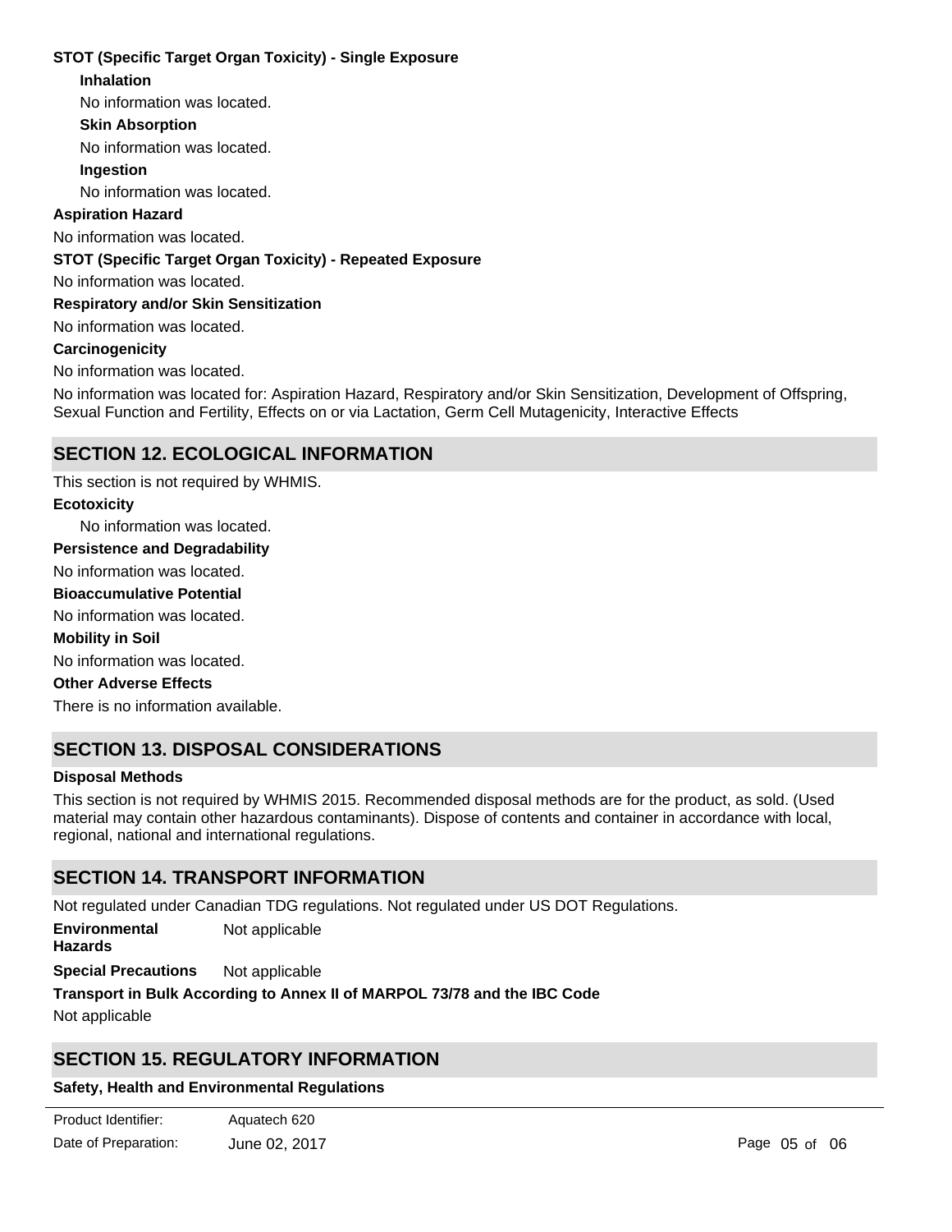**STOT (Specific Target Organ Toxicity) - Single Exposure**

**Inhalation**

No information was located.

**Skin Absorption**

No information was located.

**Ingestion**

No information was located.

**Aspiration Hazard**

No information was located.

**STOT (Specific Target Organ Toxicity) - Repeated Exposure**

No information was located.

**Respiratory and/or Skin Sensitization**

No information was located.

**Carcinogenicity**

No information was located.

No information was located for: Aspiration Hazard, Respiratory and/or Skin Sensitization, Development of Offspring, Sexual Function and Fertility, Effects on or via Lactation, Germ Cell Mutagenicity, Interactive Effects

## SECTION 12. ECOLOGICAL INFORMATION

This section is not required by WHMIS.

**Ecotoxicity**

No information was located.

**Persistence and Degradability**

No information was located.

**Bioaccumulative Potential**

No information was located.

**Mobility in Soil**

No information was located.

**Other Adverse Effects**

There is no information available.

## SECTION 13. DISPOSAL CONSIDERATIONS

**Disposal Methods**

This section is not required by WHMIS 2015. Recommended disposal methods are for the product, as sold. (Used material may contain other hazardous contaminants). Dispose of contents and container in accordance with local, regional, national and international regulations.

## SECTION 14. TRANSPORT INFORMATION

Not regulated under Canadian TDG regulations. Not regulated under US DOT Regulations.

**Environmental Hazards** Not applicable

**Special Precautions** Not applicable

**Transport in Bulk According to Annex II of MARPOL 73/78 and the IBC Code**

Not applicable

## SECTION 15. REGULATORY INFORMATION

**Safety, Health and Environmental Regulations**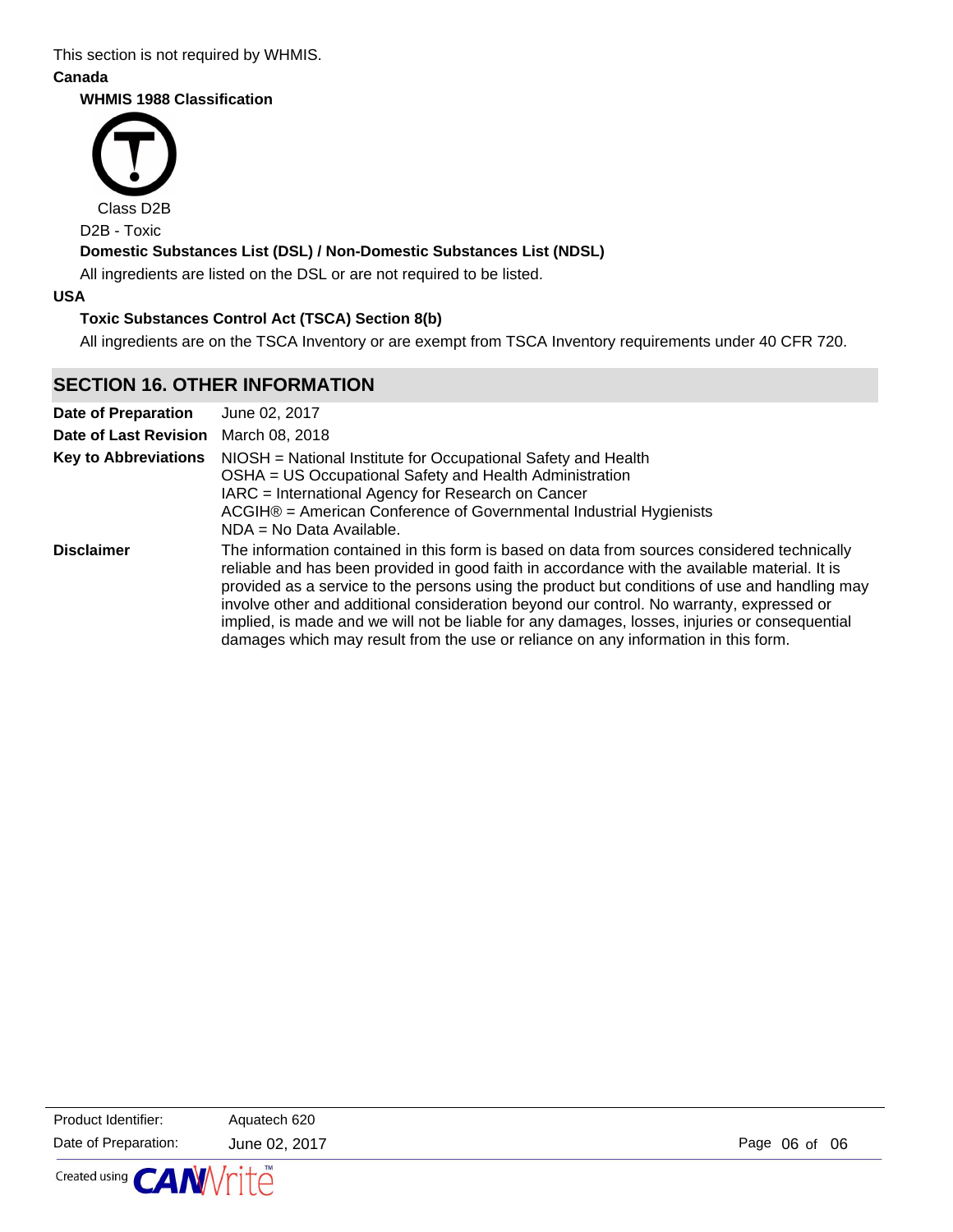This section is not required by WHMIS.

**Canada**

**WHMIS 1988 Classification**

Class D2B

D2B - Toxic

**Domestic Substances List (DSL) / Non-Domestic Substances List (NDSL)**

All ingredients are listed on the DSL or are not required to be listed.

**USA**

**Toxic Substances Control Act (TSCA) Section 8(b)**

All ingredients are on the TSCA Inventory or are exempt from TSCA Inventory requirements under 40 CFR 720.

## SECTION 16. OTHER INFORMATION

| | |
|---|---|
| **Date of Preparation** | June 02, 2017 |
| **Date of Last Revision** | March 08, 2018 |
| **Key to Abbreviations** | NIOSH = National Institute for Occupational Safety and Health<br>OSHA = US Occupational Safety and Health Administration<br>IARC = International Agency for Research on Cancer<br>ACGIH® = American Conference of Governmental Industrial Hygienists<br>NDA = No Data Available. |
| **Disclaimer** | The information contained in this form is based on data from sources considered technically reliable and has been provided in good faith in accordance with the available material. It is provided as a service to the persons using the product but conditions of use and handling may involve other and additional consideration beyond our control. No warranty, expressed or implied, is made and we will not be liable for any damages, losses, injuries or consequential damages which may result from the use or reliance on any information in this form. |